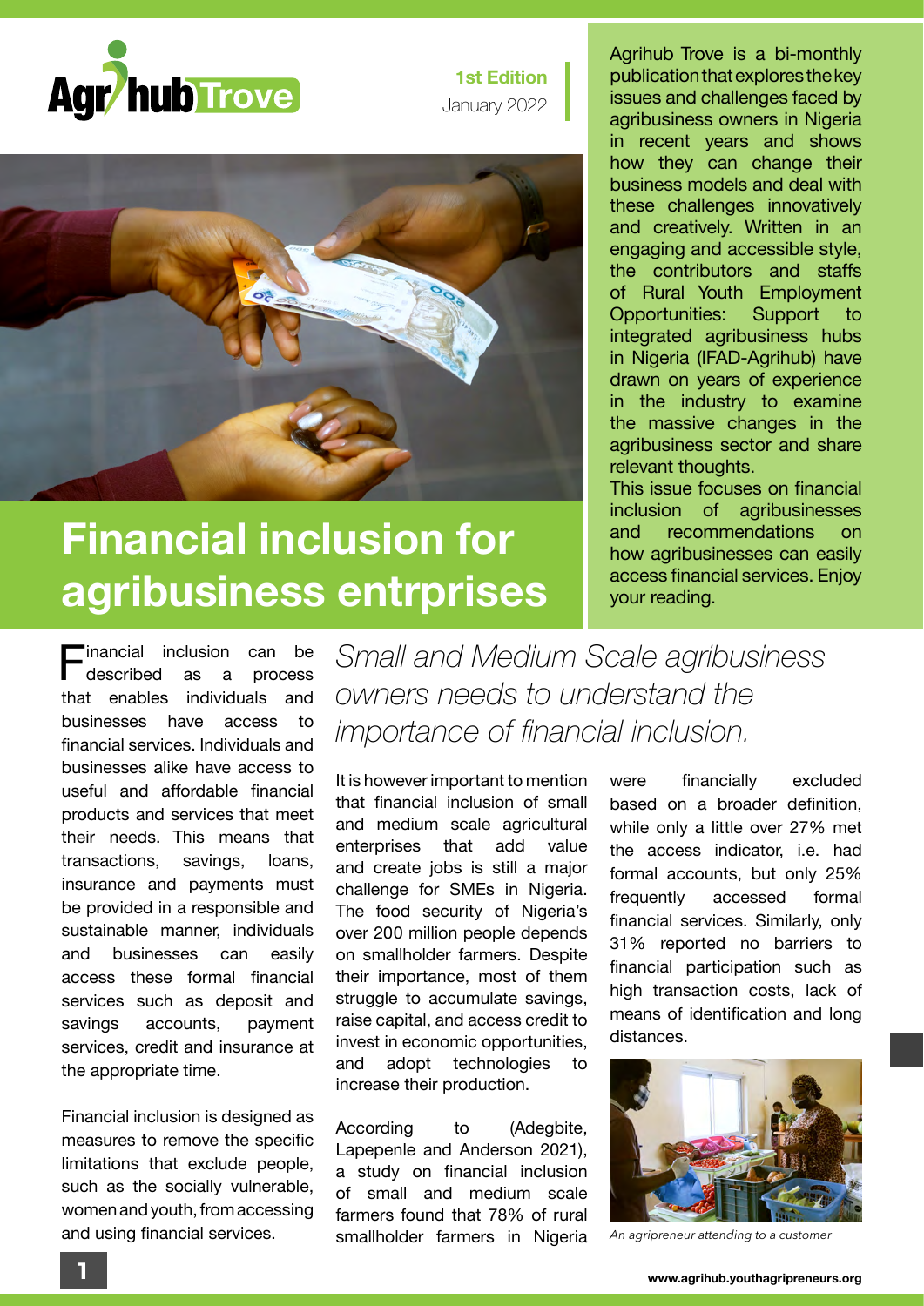# Agrihub Trove

**1st Edition**
January 2022

Agrihub Trove is a bi-monthly publication that explores the key issues and challenges faced by agribusiness owners in Nigeria in recent years and shows how they can change their business models and deal with these challenges innovatively and creatively. Written in an engaging and accessible style, the contributors and staffs of Rural Youth Employment Opportunities: Support to integrated agribusiness hubs in Nigeria (IFAD-Agrihub) have drawn on years of experience in the industry to examine the massive changes in the agribusiness sector and share relevant thoughts.

This issue focuses on financial inclusion of agribusinesses and recommendations on how agribusinesses can easily access financial services. Enjoy your reading.

## Financial inclusion for agribusiness entrprises

Financial inclusion can be described as a process that enables individuals and businesses have access to financial services. Individuals and businesses alike have access to useful and affordable financial products and services that meet their needs. This means that transactions, savings, loans, insurance and payments must be provided in a responsible and sustainable manner, individuals and businesses can easily access these formal financial services such as deposit and savings accounts, payment services, credit and insurance at the appropriate time.

Financial inclusion is designed as measures to remove the specific limitations that exclude people, such as the socially vulnerable, women and youth, from accessing and using financial services.

*Small and Medium Scale agribusiness owners needs to understand the importance of financial inclusion.*

It is however important to mention that financial inclusion of small and medium scale agricultural enterprises that add value and create jobs is still a major challenge for SMEs in Nigeria. The food security of Nigeria's over 200 million people depends on smallholder farmers. Despite their importance, most of them struggle to accumulate savings, raise capital, and access credit to invest in economic opportunities, and adopt technologies to increase their production.

According to (Adegbite, Lapepenle and Anderson 2021), a study on financial inclusion of small and medium scale farmers found that 78% of rural smallholder farmers in Nigeria were financially excluded based on a broader definition, while only a little over 27% met the access indicator, i.e. had formal accounts, but only 25% frequently accessed formal financial services. Similarly, only 31% reported no barriers to financial participation such as high transaction costs, lack of means of identification and long distances.

*An agripreneur attending to a customer*

www.agrihub.youthagripreneurs.org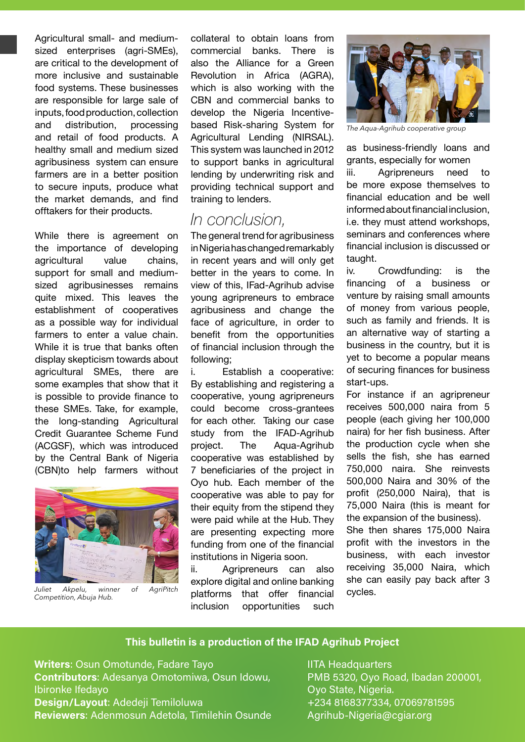Agricultural small- and medium-sized enterprises (agri-SMEs), are critical to the development of more inclusive and sustainable food systems. These businesses are responsible for large sale of inputs, food production, collection and distribution, processing and retail of food products. A healthy small and medium sized agribusiness system can ensure farmers are in a better position to secure inputs, produce what the market demands, and find offtakers for their products.

While there is agreement on the importance of developing agricultural value chains, support for small and medium-sized agribusinesses remains quite mixed. This leaves the establishment of cooperatives as a possible way for individual farmers to enter a value chain. While it is true that banks often display skepticism towards about agricultural SMEs, there are some examples that show that it is possible to provide finance to these SMEs. Take, for example, the long-standing Agricultural Credit Guarantee Scheme Fund (ACGSF), which was introduced by the Central Bank of Nigeria (CBN)to help farmers without collateral to obtain loans from commercial banks. There is also the Alliance for a Green Revolution in Africa (AGRA), which is also working with the CBN and commercial banks to develop the Nigeria Incentive-based Risk-sharing System for Agricultural Lending (NIRSAL). This system was launched in 2012 to support banks in agricultural lending by underwriting risk and providing technical support and training to lenders.

*Juliet Akpelu, winner of AgriPitch Competition, Abuja Hub.*

## In conclusion,

The general trend for agribusiness in Nigeria has changed remarkably in recent years and will only get better in the years to come. In view of this, IFad-Agrihub advise young agripreneurs to embrace agribusiness and change the face of agriculture, in order to benefit from the opportunities of financial inclusion through the following;

i. Establish a cooperative: By establishing and registering a cooperative, young agripreneurs could become cross-grantees for each other. Taking our case study from the IFAD-Agrihub project. The Aqua-Agrihub cooperative was established by 7 beneficiaries of the project in Oyo hub. Each member of the cooperative was able to pay for their equity from the stipend they were paid while at the Hub. They are presenting expecting more funding from one of the financial institutions in Nigeria soon.

ii. Agripreneurs can also explore digital and online banking platforms that offer financial inclusion opportunities such as business-friendly loans and grants, especially for women

*The Aqua-Agrihub cooperative group*

iii. Agripreneurs need to be more expose themselves to financial education and be well informed about financial inclusion, i.e. they must attend workshops, seminars and conferences where financial inclusion is discussed or taught.

iv. Crowdfunding: is the financing of a business or venture by raising small amounts of money from various people, such as family and friends. It is an alternative way of starting a business in the country, but it is yet to become a popular means of securing finances for business start-ups.

For instance if an agripreneur receives 500,000 naira from 5 people (each giving her 100,000 naira) for her fish business. After the production cycle when she sells the fish, she has earned 750,000 naira. She reinvests 500,000 Naira and 30% of the profit (250,000 Naira), that is 75,000 Naira (this is meant for the expansion of the business). She then shares 175,000 Naira profit with the investors in the business, with each investor receiving 35,000 Naira, which she can easily pay back after 3 cycles.

**This bulletin is a production of the IFAD Agrihub Project**

**Writers**: Osun Omotunde, Fadare Tayo
**Contributors**: Adesanya Omotomiwa, Osun Idowu, Ibironke Ifedayo
**Design/Layout**: Adedeji Temiloluwa
**Reviewers**: Adenmosun Adetola, Timilehin Osunde

IITA Headquarters
PMB 5320, Oyo Road, Ibadan 200001,
Oyo State, Nigeria.
+234 8168377334, 07069781595
Agrihub-Nigeria@cgiar.org